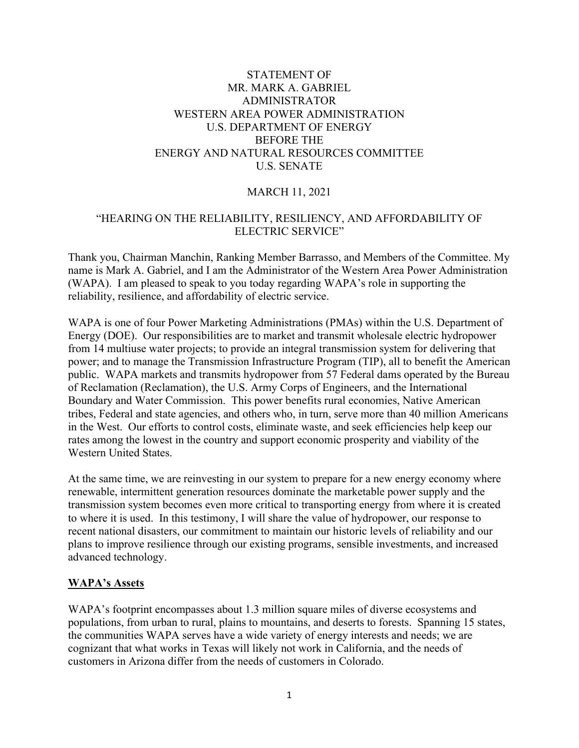STATEMENT OF
MR. MARK A. GABRIEL
ADMINISTRATOR
WESTERN AREA POWER ADMINISTRATION
U.S. DEPARTMENT OF ENERGY
BEFORE THE
ENERGY AND NATURAL RESOURCES COMMITTEE
U.S. SENATE

MARCH 11, 2021

"HEARING ON THE RELIABILITY, RESILIENCY, AND AFFORDABILITY OF ELECTRIC SERVICE"

Thank you, Chairman Manchin, Ranking Member Barrasso, and Members of the Committee. My name is Mark A. Gabriel, and I am the Administrator of the Western Area Power Administration (WAPA). I am pleased to speak to you today regarding WAPA's role in supporting the reliability, resilience, and affordability of electric service.

WAPA is one of four Power Marketing Administrations (PMAs) within the U.S. Department of Energy (DOE). Our responsibilities are to market and transmit wholesale electric hydropower from 14 multiuse water projects; to provide an integral transmission system for delivering that power; and to manage the Transmission Infrastructure Program (TIP), all to benefit the American public. WAPA markets and transmits hydropower from 57 Federal dams operated by the Bureau of Reclamation (Reclamation), the U.S. Army Corps of Engineers, and the International Boundary and Water Commission. This power benefits rural economies, Native American tribes, Federal and state agencies, and others who, in turn, serve more than 40 million Americans in the West. Our efforts to control costs, eliminate waste, and seek efficiencies help keep our rates among the lowest in the country and support economic prosperity and viability of the Western United States.

At the same time, we are reinvesting in our system to prepare for a new energy economy where renewable, intermittent generation resources dominate the marketable power supply and the transmission system becomes even more critical to transporting energy from where it is created to where it is used. In this testimony, I will share the value of hydropower, our response to recent national disasters, our commitment to maintain our historic levels of reliability and our plans to improve resilience through our existing programs, sensible investments, and increased advanced technology.

**WAPA's Assets**

WAPA's footprint encompasses about 1.3 million square miles of diverse ecosystems and populations, from urban to rural, plains to mountains, and deserts to forests. Spanning 15 states, the communities WAPA serves have a wide variety of energy interests and needs; we are cognizant that what works in Texas will likely not work in California, and the needs of customers in Arizona differ from the needs of customers in Colorado.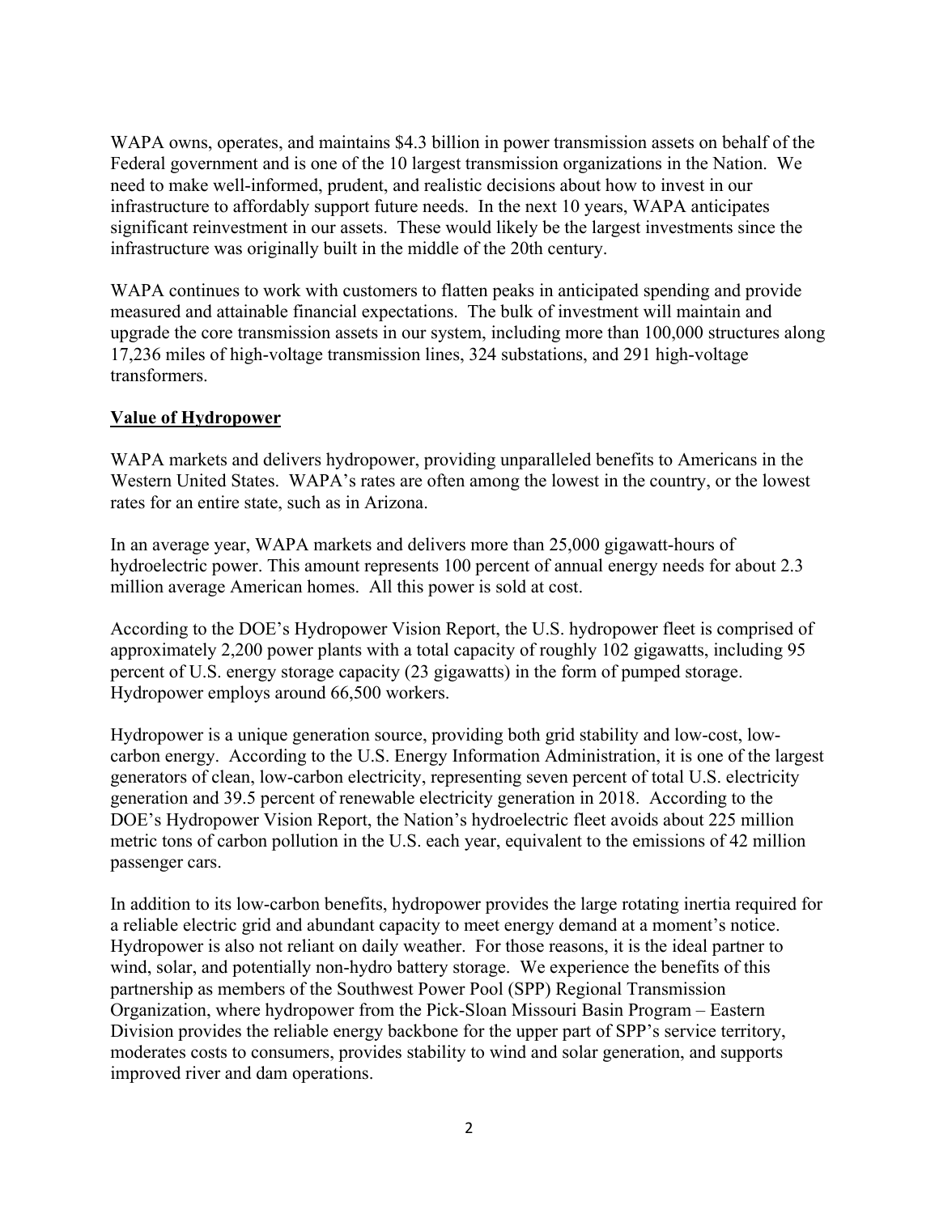WAPA owns, operates, and maintains $4.3 billion in power transmission assets on behalf of the Federal government and is one of the 10 largest transmission organizations in the Nation. We need to make well-informed, prudent, and realistic decisions about how to invest in our infrastructure to affordably support future needs. In the next 10 years, WAPA anticipates significant reinvestment in our assets. These would likely be the largest investments since the infrastructure was originally built in the middle of the 20th century.

WAPA continues to work with customers to flatten peaks in anticipated spending and provide measured and attainable financial expectations. The bulk of investment will maintain and upgrade the core transmission assets in our system, including more than 100,000 structures along 17,236 miles of high-voltage transmission lines, 324 substations, and 291 high-voltage transformers.

**Value of Hydropower**

WAPA markets and delivers hydropower, providing unparalleled benefits to Americans in the Western United States. WAPA's rates are often among the lowest in the country, or the lowest rates for an entire state, such as in Arizona.

In an average year, WAPA markets and delivers more than 25,000 gigawatt-hours of hydroelectric power. This amount represents 100 percent of annual energy needs for about 2.3 million average American homes. All this power is sold at cost.

According to the DOE's Hydropower Vision Report, the U.S. hydropower fleet is comprised of approximately 2,200 power plants with a total capacity of roughly 102 gigawatts, including 95 percent of U.S. energy storage capacity (23 gigawatts) in the form of pumped storage. Hydropower employs around 66,500 workers.

Hydropower is a unique generation source, providing both grid stability and low-cost, low-carbon energy. According to the U.S. Energy Information Administration, it is one of the largest generators of clean, low-carbon electricity, representing seven percent of total U.S. electricity generation and 39.5 percent of renewable electricity generation in 2018. According to the DOE's Hydropower Vision Report, the Nation's hydroelectric fleet avoids about 225 million metric tons of carbon pollution in the U.S. each year, equivalent to the emissions of 42 million passenger cars.

In addition to its low-carbon benefits, hydropower provides the large rotating inertia required for a reliable electric grid and abundant capacity to meet energy demand at a moment's notice. Hydropower is also not reliant on daily weather. For those reasons, it is the ideal partner to wind, solar, and potentially non-hydro battery storage. We experience the benefits of this partnership as members of the Southwest Power Pool (SPP) Regional Transmission Organization, where hydropower from the Pick-Sloan Missouri Basin Program – Eastern Division provides the reliable energy backbone for the upper part of SPP's service territory, moderates costs to consumers, provides stability to wind and solar generation, and supports improved river and dam operations.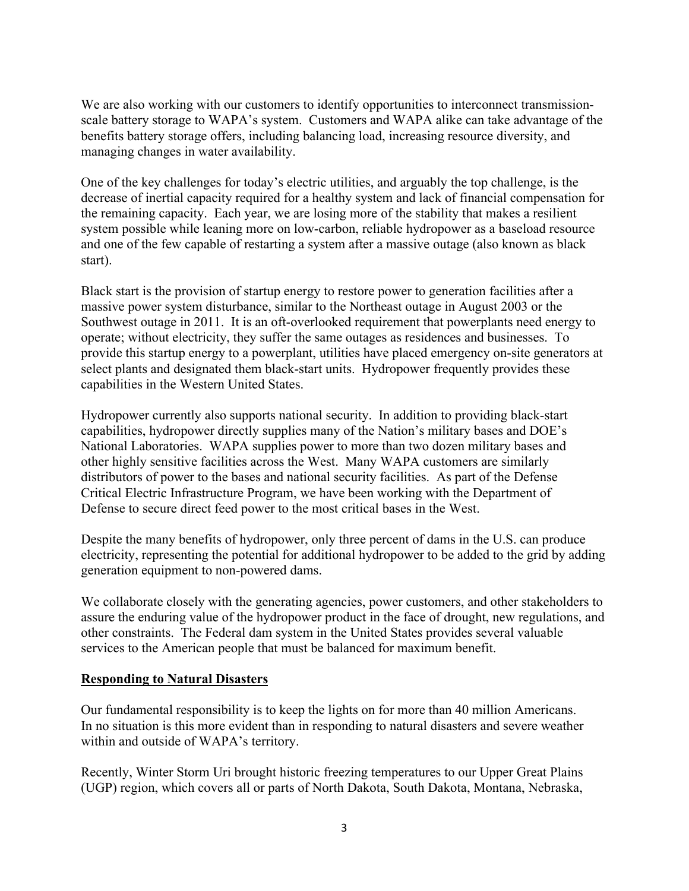We are also working with our customers to identify opportunities to interconnect transmission-scale battery storage to WAPA's system. Customers and WAPA alike can take advantage of the benefits battery storage offers, including balancing load, increasing resource diversity, and managing changes in water availability.

One of the key challenges for today's electric utilities, and arguably the top challenge, is the decrease of inertial capacity required for a healthy system and lack of financial compensation for the remaining capacity. Each year, we are losing more of the stability that makes a resilient system possible while leaning more on low-carbon, reliable hydropower as a baseload resource and one of the few capable of restarting a system after a massive outage (also known as black start).

Black start is the provision of startup energy to restore power to generation facilities after a massive power system disturbance, similar to the Northeast outage in August 2003 or the Southwest outage in 2011. It is an oft-overlooked requirement that powerplants need energy to operate; without electricity, they suffer the same outages as residences and businesses. To provide this startup energy to a powerplant, utilities have placed emergency on-site generators at select plants and designated them black-start units. Hydropower frequently provides these capabilities in the Western United States.

Hydropower currently also supports national security. In addition to providing black-start capabilities, hydropower directly supplies many of the Nation's military bases and DOE's National Laboratories. WAPA supplies power to more than two dozen military bases and other highly sensitive facilities across the West. Many WAPA customers are similarly distributors of power to the bases and national security facilities. As part of the Defense Critical Electric Infrastructure Program, we have been working with the Department of Defense to secure direct feed power to the most critical bases in the West.

Despite the many benefits of hydropower, only three percent of dams in the U.S. can produce electricity, representing the potential for additional hydropower to be added to the grid by adding generation equipment to non-powered dams.

We collaborate closely with the generating agencies, power customers, and other stakeholders to assure the enduring value of the hydropower product in the face of drought, new regulations, and other constraints. The Federal dam system in the United States provides several valuable services to the American people that must be balanced for maximum benefit.

**Responding to Natural Disasters**

Our fundamental responsibility is to keep the lights on for more than 40 million Americans. In no situation is this more evident than in responding to natural disasters and severe weather within and outside of WAPA's territory.

Recently, Winter Storm Uri brought historic freezing temperatures to our Upper Great Plains (UGP) region, which covers all or parts of North Dakota, South Dakota, Montana, Nebraska,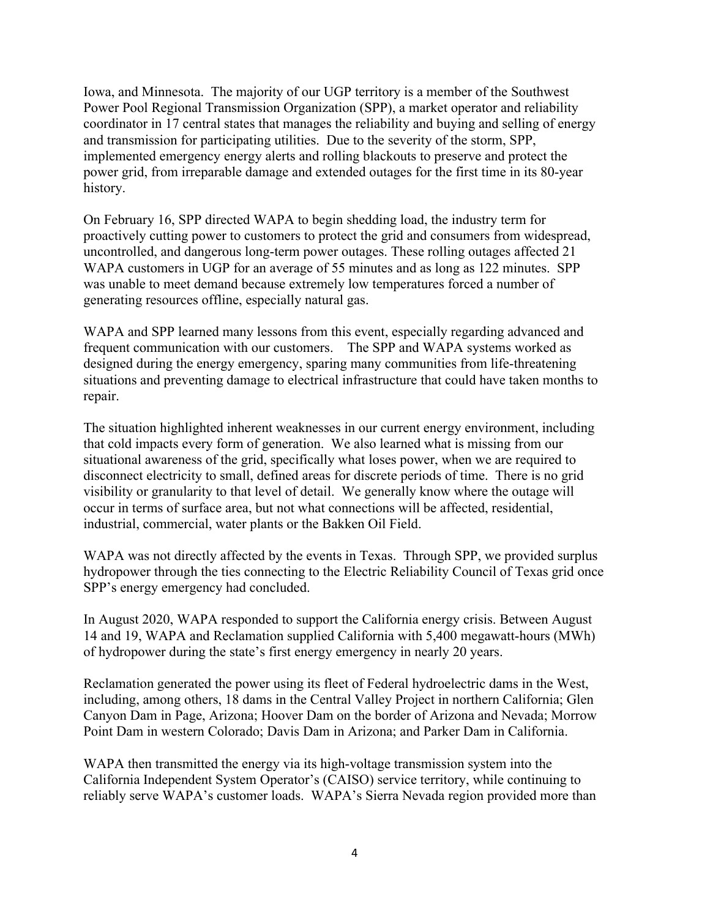Iowa, and Minnesota. The majority of our UGP territory is a member of the Southwest Power Pool Regional Transmission Organization (SPP), a market operator and reliability coordinator in 17 central states that manages the reliability and buying and selling of energy and transmission for participating utilities. Due to the severity of the storm, SPP, implemented emergency energy alerts and rolling blackouts to preserve and protect the power grid, from irreparable damage and extended outages for the first time in its 80-year history.

On February 16, SPP directed WAPA to begin shedding load, the industry term for proactively cutting power to customers to protect the grid and consumers from widespread, uncontrolled, and dangerous long-term power outages. These rolling outages affected 21 WAPA customers in UGP for an average of 55 minutes and as long as 122 minutes. SPP was unable to meet demand because extremely low temperatures forced a number of generating resources offline, especially natural gas.

WAPA and SPP learned many lessons from this event, especially regarding advanced and frequent communication with our customers. The SPP and WAPA systems worked as designed during the energy emergency, sparing many communities from life-threatening situations and preventing damage to electrical infrastructure that could have taken months to repair.

The situation highlighted inherent weaknesses in our current energy environment, including that cold impacts every form of generation. We also learned what is missing from our situational awareness of the grid, specifically what loses power, when we are required to disconnect electricity to small, defined areas for discrete periods of time. There is no grid visibility or granularity to that level of detail. We generally know where the outage will occur in terms of surface area, but not what connections will be affected, residential, industrial, commercial, water plants or the Bakken Oil Field.

WAPA was not directly affected by the events in Texas. Through SPP, we provided surplus hydropower through the ties connecting to the Electric Reliability Council of Texas grid once SPP's energy emergency had concluded.

In August 2020, WAPA responded to support the California energy crisis. Between August 14 and 19, WAPA and Reclamation supplied California with 5,400 megawatt-hours (MWh) of hydropower during the state's first energy emergency in nearly 20 years.

Reclamation generated the power using its fleet of Federal hydroelectric dams in the West, including, among others, 18 dams in the Central Valley Project in northern California; Glen Canyon Dam in Page, Arizona; Hoover Dam on the border of Arizona and Nevada; Morrow Point Dam in western Colorado; Davis Dam in Arizona; and Parker Dam in California.

WAPA then transmitted the energy via its high-voltage transmission system into the California Independent System Operator's (CAISO) service territory, while continuing to reliably serve WAPA's customer loads. WAPA's Sierra Nevada region provided more than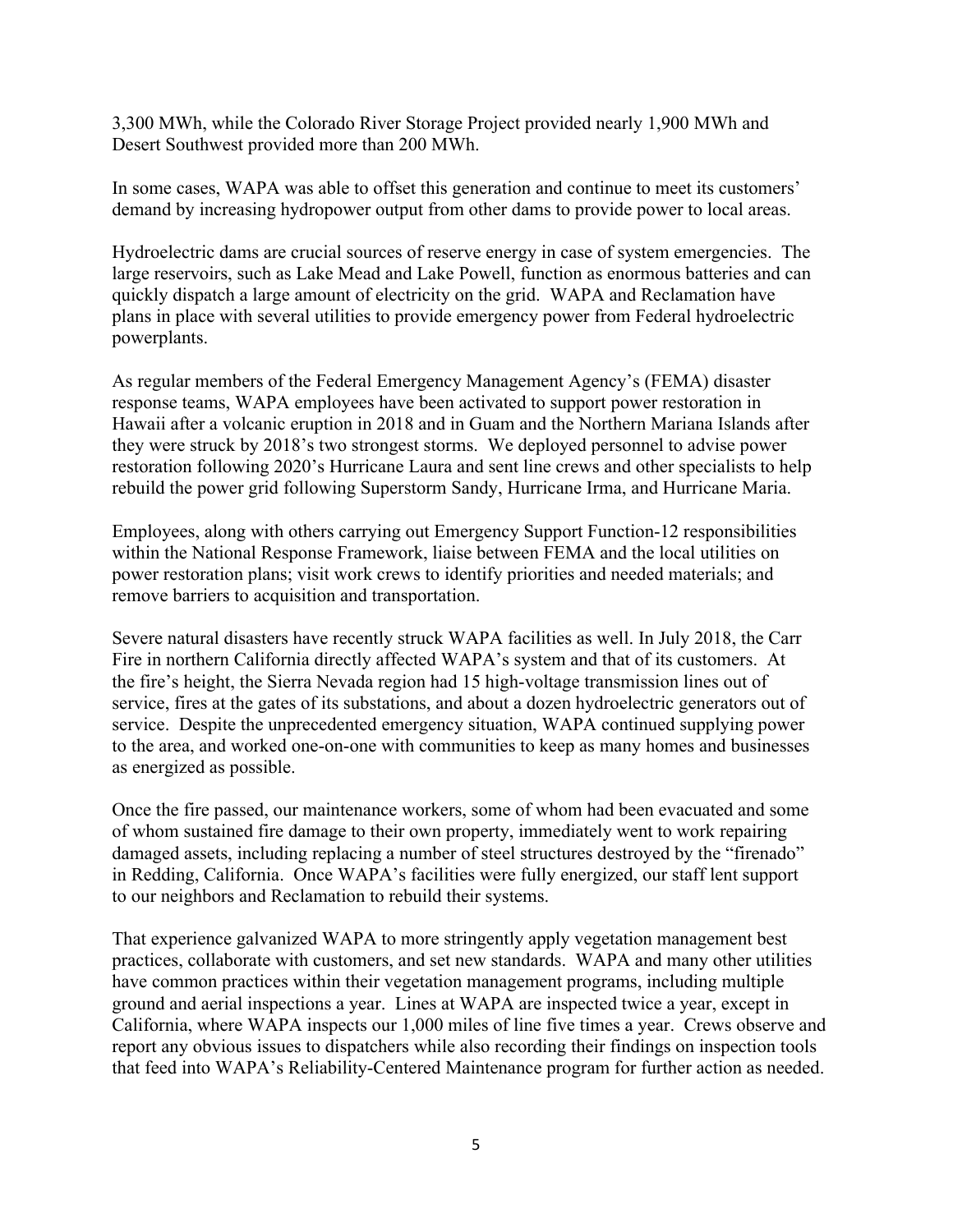3,300 MWh, while the Colorado River Storage Project provided nearly 1,900 MWh and Desert Southwest provided more than 200 MWh.

In some cases, WAPA was able to offset this generation and continue to meet its customers' demand by increasing hydropower output from other dams to provide power to local areas.

Hydroelectric dams are crucial sources of reserve energy in case of system emergencies. The large reservoirs, such as Lake Mead and Lake Powell, function as enormous batteries and can quickly dispatch a large amount of electricity on the grid. WAPA and Reclamation have plans in place with several utilities to provide emergency power from Federal hydroelectric powerplants.

As regular members of the Federal Emergency Management Agency's (FEMA) disaster response teams, WAPA employees have been activated to support power restoration in Hawaii after a volcanic eruption in 2018 and in Guam and the Northern Mariana Islands after they were struck by 2018's two strongest storms. We deployed personnel to advise power restoration following 2020's Hurricane Laura and sent line crews and other specialists to help rebuild the power grid following Superstorm Sandy, Hurricane Irma, and Hurricane Maria.

Employees, along with others carrying out Emergency Support Function-12 responsibilities within the National Response Framework, liaise between FEMA and the local utilities on power restoration plans; visit work crews to identify priorities and needed materials; and remove barriers to acquisition and transportation.

Severe natural disasters have recently struck WAPA facilities as well. In July 2018, the Carr Fire in northern California directly affected WAPA's system and that of its customers. At the fire's height, the Sierra Nevada region had 15 high-voltage transmission lines out of service, fires at the gates of its substations, and about a dozen hydroelectric generators out of service. Despite the unprecedented emergency situation, WAPA continued supplying power to the area, and worked one-on-one with communities to keep as many homes and businesses as energized as possible.

Once the fire passed, our maintenance workers, some of whom had been evacuated and some of whom sustained fire damage to their own property, immediately went to work repairing damaged assets, including replacing a number of steel structures destroyed by the "firenado" in Redding, California. Once WAPA's facilities were fully energized, our staff lent support to our neighbors and Reclamation to rebuild their systems.

That experience galvanized WAPA to more stringently apply vegetation management best practices, collaborate with customers, and set new standards. WAPA and many other utilities have common practices within their vegetation management programs, including multiple ground and aerial inspections a year. Lines at WAPA are inspected twice a year, except in California, where WAPA inspects our 1,000 miles of line five times a year. Crews observe and report any obvious issues to dispatchers while also recording their findings on inspection tools that feed into WAPA's Reliability-Centered Maintenance program for further action as needed.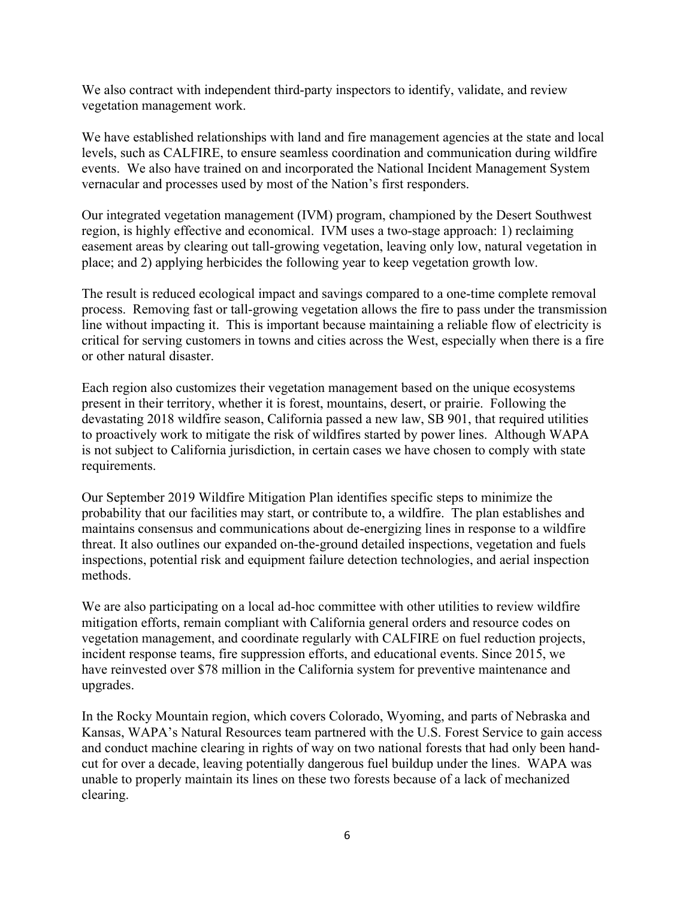We also contract with independent third-party inspectors to identify, validate, and review vegetation management work.

We have established relationships with land and fire management agencies at the state and local levels, such as CALFIRE, to ensure seamless coordination and communication during wildfire events. We also have trained on and incorporated the National Incident Management System vernacular and processes used by most of the Nation's first responders.

Our integrated vegetation management (IVM) program, championed by the Desert Southwest region, is highly effective and economical. IVM uses a two-stage approach: 1) reclaiming easement areas by clearing out tall-growing vegetation, leaving only low, natural vegetation in place; and 2) applying herbicides the following year to keep vegetation growth low.

The result is reduced ecological impact and savings compared to a one-time complete removal process. Removing fast or tall-growing vegetation allows the fire to pass under the transmission line without impacting it. This is important because maintaining a reliable flow of electricity is critical for serving customers in towns and cities across the West, especially when there is a fire or other natural disaster.

Each region also customizes their vegetation management based on the unique ecosystems present in their territory, whether it is forest, mountains, desert, or prairie. Following the devastating 2018 wildfire season, California passed a new law, SB 901, that required utilities to proactively work to mitigate the risk of wildfires started by power lines. Although WAPA is not subject to California jurisdiction, in certain cases we have chosen to comply with state requirements.

Our September 2019 Wildfire Mitigation Plan identifies specific steps to minimize the probability that our facilities may start, or contribute to, a wildfire. The plan establishes and maintains consensus and communications about de-energizing lines in response to a wildfire threat. It also outlines our expanded on-the-ground detailed inspections, vegetation and fuels inspections, potential risk and equipment failure detection technologies, and aerial inspection methods.

We are also participating on a local ad-hoc committee with other utilities to review wildfire mitigation efforts, remain compliant with California general orders and resource codes on vegetation management, and coordinate regularly with CALFIRE on fuel reduction projects, incident response teams, fire suppression efforts, and educational events. Since 2015, we have reinvested over $78 million in the California system for preventive maintenance and upgrades.

In the Rocky Mountain region, which covers Colorado, Wyoming, and parts of Nebraska and Kansas, WAPA's Natural Resources team partnered with the U.S. Forest Service to gain access and conduct machine clearing in rights of way on two national forests that had only been hand-cut for over a decade, leaving potentially dangerous fuel buildup under the lines. WAPA was unable to properly maintain its lines on these two forests because of a lack of mechanized clearing.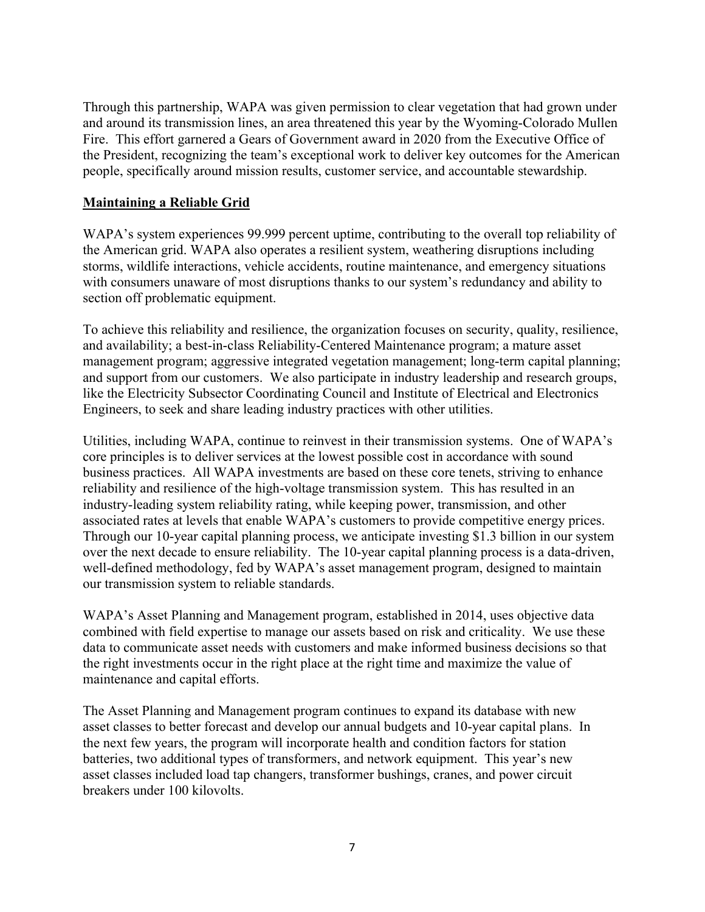Through this partnership, WAPA was given permission to clear vegetation that had grown under and around its transmission lines, an area threatened this year by the Wyoming-Colorado Mullen Fire. This effort garnered a Gears of Government award in 2020 from the Executive Office of the President, recognizing the team's exceptional work to deliver key outcomes for the American people, specifically around mission results, customer service, and accountable stewardship.

## Maintaining a Reliable Grid

WAPA's system experiences 99.999 percent uptime, contributing to the overall top reliability of the American grid. WAPA also operates a resilient system, weathering disruptions including storms, wildlife interactions, vehicle accidents, routine maintenance, and emergency situations with consumers unaware of most disruptions thanks to our system's redundancy and ability to section off problematic equipment.

To achieve this reliability and resilience, the organization focuses on security, quality, resilience, and availability; a best-in-class Reliability-Centered Maintenance program; a mature asset management program; aggressive integrated vegetation management; long-term capital planning; and support from our customers. We also participate in industry leadership and research groups, like the Electricity Subsector Coordinating Council and Institute of Electrical and Electronics Engineers, to seek and share leading industry practices with other utilities.

Utilities, including WAPA, continue to reinvest in their transmission systems. One of WAPA's core principles is to deliver services at the lowest possible cost in accordance with sound business practices. All WAPA investments are based on these core tenets, striving to enhance reliability and resilience of the high-voltage transmission system. This has resulted in an industry-leading system reliability rating, while keeping power, transmission, and other associated rates at levels that enable WAPA's customers to provide competitive energy prices. Through our 10-year capital planning process, we anticipate investing $1.3 billion in our system over the next decade to ensure reliability. The 10-year capital planning process is a data-driven, well-defined methodology, fed by WAPA's asset management program, designed to maintain our transmission system to reliable standards.

WAPA's Asset Planning and Management program, established in 2014, uses objective data combined with field expertise to manage our assets based on risk and criticality. We use these data to communicate asset needs with customers and make informed business decisions so that the right investments occur in the right place at the right time and maximize the value of maintenance and capital efforts.

The Asset Planning and Management program continues to expand its database with new asset classes to better forecast and develop our annual budgets and 10-year capital plans. In the next few years, the program will incorporate health and condition factors for station batteries, two additional types of transformers, and network equipment. This year's new asset classes included load tap changers, transformer bushings, cranes, and power circuit breakers under 100 kilovolts.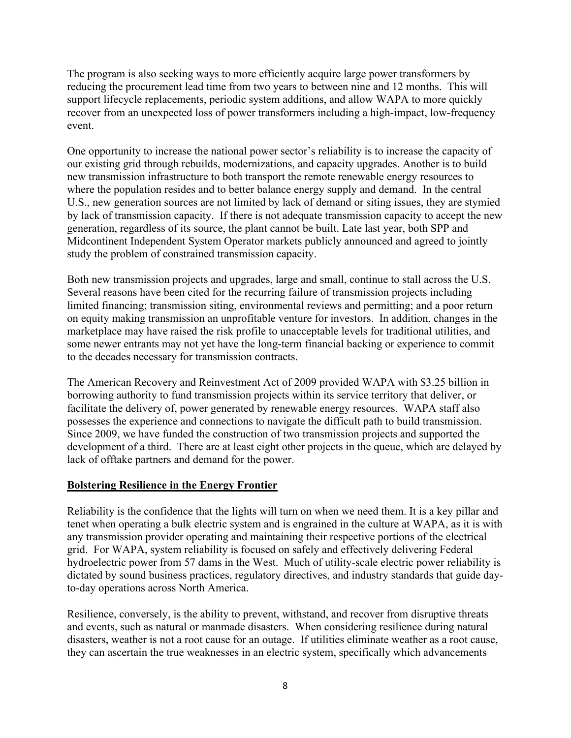The program is also seeking ways to more efficiently acquire large power transformers by reducing the procurement lead time from two years to between nine and 12 months. This will support lifecycle replacements, periodic system additions, and allow WAPA to more quickly recover from an unexpected loss of power transformers including a high-impact, low-frequency event.

One opportunity to increase the national power sector's reliability is to increase the capacity of our existing grid through rebuilds, modernizations, and capacity upgrades. Another is to build new transmission infrastructure to both transport the remote renewable energy resources to where the population resides and to better balance energy supply and demand. In the central U.S., new generation sources are not limited by lack of demand or siting issues, they are stymied by lack of transmission capacity. If there is not adequate transmission capacity to accept the new generation, regardless of its source, the plant cannot be built. Late last year, both SPP and Midcontinent Independent System Operator markets publicly announced and agreed to jointly study the problem of constrained transmission capacity.

Both new transmission projects and upgrades, large and small, continue to stall across the U.S. Several reasons have been cited for the recurring failure of transmission projects including limited financing; transmission siting, environmental reviews and permitting; and a poor return on equity making transmission an unprofitable venture for investors. In addition, changes in the marketplace may have raised the risk profile to unacceptable levels for traditional utilities, and some newer entrants may not yet have the long-term financial backing or experience to commit to the decades necessary for transmission contracts.

The American Recovery and Reinvestment Act of 2009 provided WAPA with $3.25 billion in borrowing authority to fund transmission projects within its service territory that deliver, or facilitate the delivery of, power generated by renewable energy resources. WAPA staff also possesses the experience and connections to navigate the difficult path to build transmission. Since 2009, we have funded the construction of two transmission projects and supported the development of a third. There are at least eight other projects in the queue, which are delayed by lack of offtake partners and demand for the power.

**Bolstering Resilience in the Energy Frontier**

Reliability is the confidence that the lights will turn on when we need them. It is a key pillar and tenet when operating a bulk electric system and is engrained in the culture at WAPA, as it is with any transmission provider operating and maintaining their respective portions of the electrical grid. For WAPA, system reliability is focused on safely and effectively delivering Federal hydroelectric power from 57 dams in the West. Much of utility-scale electric power reliability is dictated by sound business practices, regulatory directives, and industry standards that guide day-to-day operations across North America.

Resilience, conversely, is the ability to prevent, withstand, and recover from disruptive threats and events, such as natural or manmade disasters. When considering resilience during natural disasters, weather is not a root cause for an outage. If utilities eliminate weather as a root cause, they can ascertain the true weaknesses in an electric system, specifically which advancements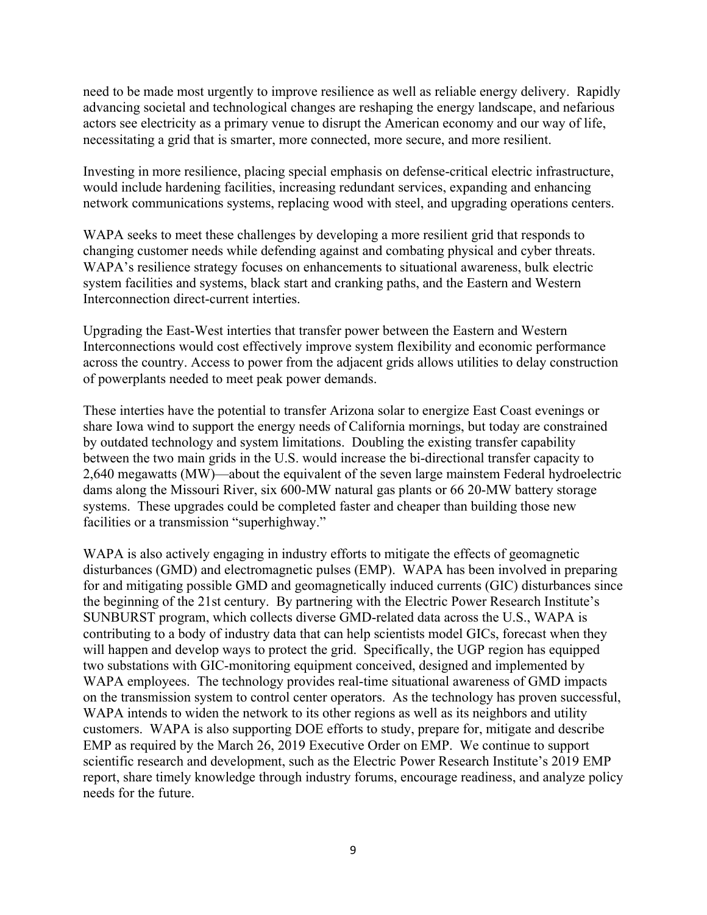need to be made most urgently to improve resilience as well as reliable energy delivery. Rapidly advancing societal and technological changes are reshaping the energy landscape, and nefarious actors see electricity as a primary venue to disrupt the American economy and our way of life, necessitating a grid that is smarter, more connected, more secure, and more resilient.

Investing in more resilience, placing special emphasis on defense-critical electric infrastructure, would include hardening facilities, increasing redundant services, expanding and enhancing network communications systems, replacing wood with steel, and upgrading operations centers.

WAPA seeks to meet these challenges by developing a more resilient grid that responds to changing customer needs while defending against and combating physical and cyber threats. WAPA's resilience strategy focuses on enhancements to situational awareness, bulk electric system facilities and systems, black start and cranking paths, and the Eastern and Western Interconnection direct-current interties.

Upgrading the East-West interties that transfer power between the Eastern and Western Interconnections would cost effectively improve system flexibility and economic performance across the country. Access to power from the adjacent grids allows utilities to delay construction of powerplants needed to meet peak power demands.

These interties have the potential to transfer Arizona solar to energize East Coast evenings or share Iowa wind to support the energy needs of California mornings, but today are constrained by outdated technology and system limitations. Doubling the existing transfer capability between the two main grids in the U.S. would increase the bi-directional transfer capacity to 2,640 megawatts (MW)—about the equivalent of the seven large mainstem Federal hydroelectric dams along the Missouri River, six 600-MW natural gas plants or 66 20-MW battery storage systems. These upgrades could be completed faster and cheaper than building those new facilities or a transmission "superhighway."

WAPA is also actively engaging in industry efforts to mitigate the effects of geomagnetic disturbances (GMD) and electromagnetic pulses (EMP). WAPA has been involved in preparing for and mitigating possible GMD and geomagnetically induced currents (GIC) disturbances since the beginning of the 21st century. By partnering with the Electric Power Research Institute's SUNBURST program, which collects diverse GMD-related data across the U.S., WAPA is contributing to a body of industry data that can help scientists model GICs, forecast when they will happen and develop ways to protect the grid. Specifically, the UGP region has equipped two substations with GIC-monitoring equipment conceived, designed and implemented by WAPA employees. The technology provides real-time situational awareness of GMD impacts on the transmission system to control center operators. As the technology has proven successful, WAPA intends to widen the network to its other regions as well as its neighbors and utility customers. WAPA is also supporting DOE efforts to study, prepare for, mitigate and describe EMP as required by the March 26, 2019 Executive Order on EMP. We continue to support scientific research and development, such as the Electric Power Research Institute's 2019 EMP report, share timely knowledge through industry forums, encourage readiness, and analyze policy needs for the future.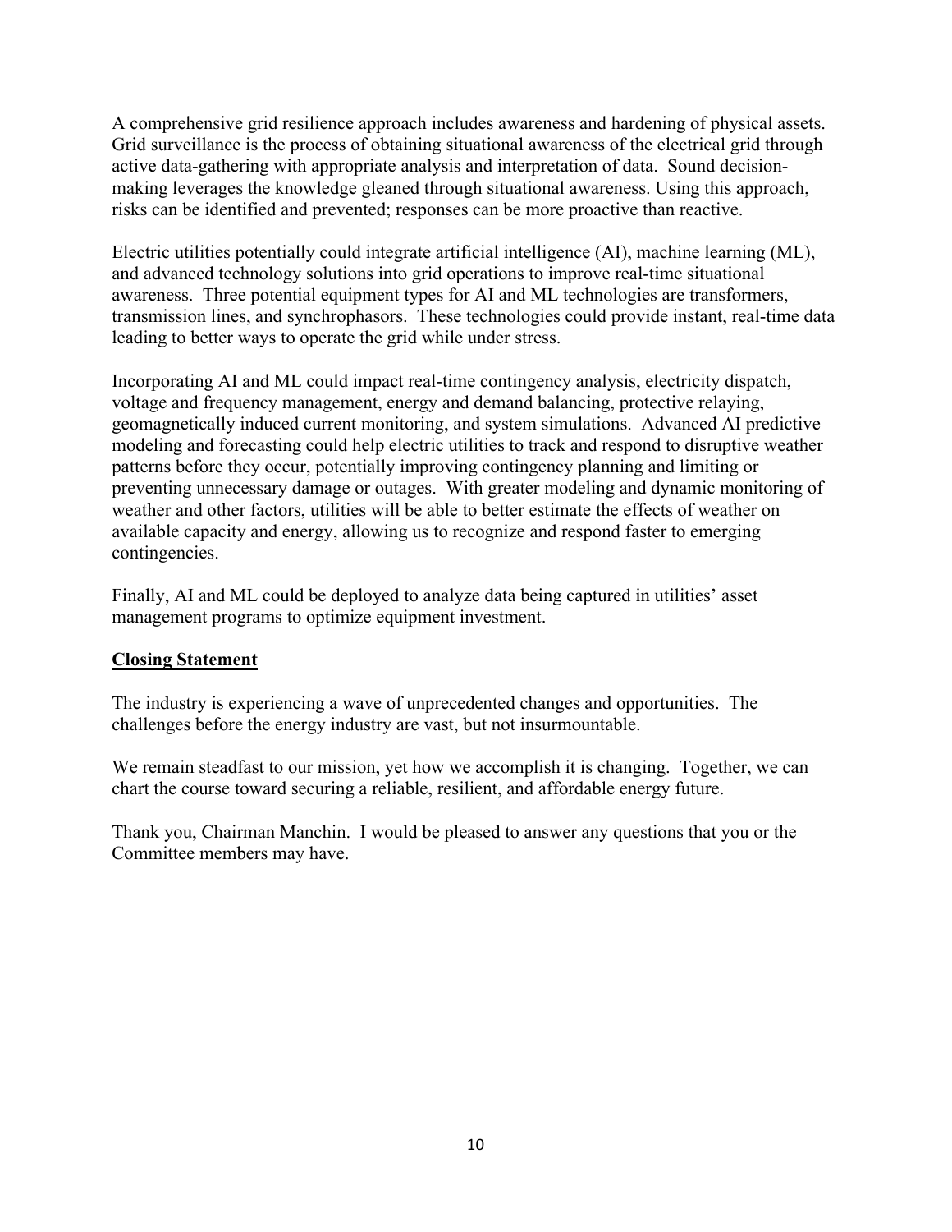A comprehensive grid resilience approach includes awareness and hardening of physical assets. Grid surveillance is the process of obtaining situational awareness of the electrical grid through active data-gathering with appropriate analysis and interpretation of data. Sound decision-making leverages the knowledge gleaned through situational awareness. Using this approach, risks can be identified and prevented; responses can be more proactive than reactive.

Electric utilities potentially could integrate artificial intelligence (AI), machine learning (ML), and advanced technology solutions into grid operations to improve real-time situational awareness. Three potential equipment types for AI and ML technologies are transformers, transmission lines, and synchrophasors. These technologies could provide instant, real-time data leading to better ways to operate the grid while under stress.

Incorporating AI and ML could impact real-time contingency analysis, electricity dispatch, voltage and frequency management, energy and demand balancing, protective relaying, geomagnetically induced current monitoring, and system simulations. Advanced AI predictive modeling and forecasting could help electric utilities to track and respond to disruptive weather patterns before they occur, potentially improving contingency planning and limiting or preventing unnecessary damage or outages. With greater modeling and dynamic monitoring of weather and other factors, utilities will be able to better estimate the effects of weather on available capacity and energy, allowing us to recognize and respond faster to emerging contingencies.

Finally, AI and ML could be deployed to analyze data being captured in utilities' asset management programs to optimize equipment investment.

## Closing Statement

The industry is experiencing a wave of unprecedented changes and opportunities. The challenges before the energy industry are vast, but not insurmountable.

We remain steadfast to our mission, yet how we accomplish it is changing. Together, we can chart the course toward securing a reliable, resilient, and affordable energy future.

Thank you, Chairman Manchin. I would be pleased to answer any questions that you or the Committee members may have.